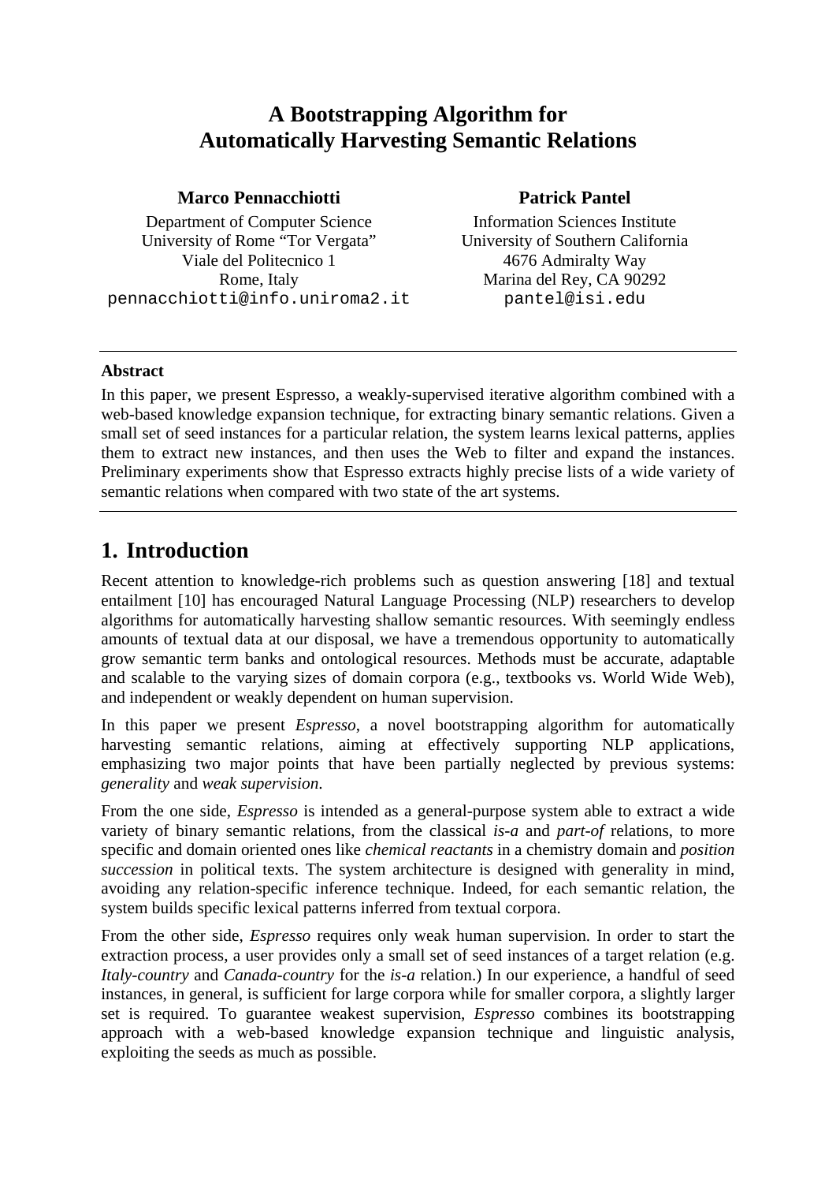# A Bootstrapping Algorithm for Automatically Harvesting Semantic Relations

**Marco Pennacchiotti**

Department of Computer Science
University of Rome "Tor Vergata"
Viale del Politecnico 1
Rome, Italy
pennacchiotti@info.uniroma2.it

**Patrick Pantel**

Information Sciences Institute
University of Southern California
4676 Admiralty Way
Marina del Rey, CA 90292
pantel@isi.edu

---

**Abstract**

In this paper, we present Espresso, a weakly-supervised iterative algorithm combined with a web-based knowledge expansion technique, for extracting binary semantic relations. Given a small set of seed instances for a particular relation, the system learns lexical patterns, applies them to extract new instances, and then uses the Web to filter and expand the instances. Preliminary experiments show that Espresso extracts highly precise lists of a wide variety of semantic relations when compared with two state of the art systems.

---

## 1. Introduction

Recent attention to knowledge-rich problems such as question answering [18] and textual entailment [10] has encouraged Natural Language Processing (NLP) researchers to develop algorithms for automatically harvesting shallow semantic resources. With seemingly endless amounts of textual data at our disposal, we have a tremendous opportunity to automatically grow semantic term banks and ontological resources. Methods must be accurate, adaptable and scalable to the varying sizes of domain corpora (e.g., textbooks vs. World Wide Web), and independent or weakly dependent on human supervision.

In this paper we present *Espresso*, a novel bootstrapping algorithm for automatically harvesting semantic relations, aiming at effectively supporting NLP applications, emphasizing two major points that have been partially neglected by previous systems: *generality* and *weak supervision*.

From the one side, *Espresso* is intended as a general-purpose system able to extract a wide variety of binary semantic relations, from the classical *is-a* and *part-of* relations, to more specific and domain oriented ones like *chemical reactants* in a chemistry domain and *position succession* in political texts. The system architecture is designed with generality in mind, avoiding any relation-specific inference technique. Indeed, for each semantic relation, the system builds specific lexical patterns inferred from textual corpora.

From the other side, *Espresso* requires only weak human supervision. In order to start the extraction process, a user provides only a small set of seed instances of a target relation (e.g. *Italy-country* and *Canada-country* for the *is-a* relation.) In our experience, a handful of seed instances, in general, is sufficient for large corpora while for smaller corpora, a slightly larger set is required. To guarantee weakest supervision, *Espresso* combines its bootstrapping approach with a web-based knowledge expansion technique and linguistic analysis, exploiting the seeds as much as possible.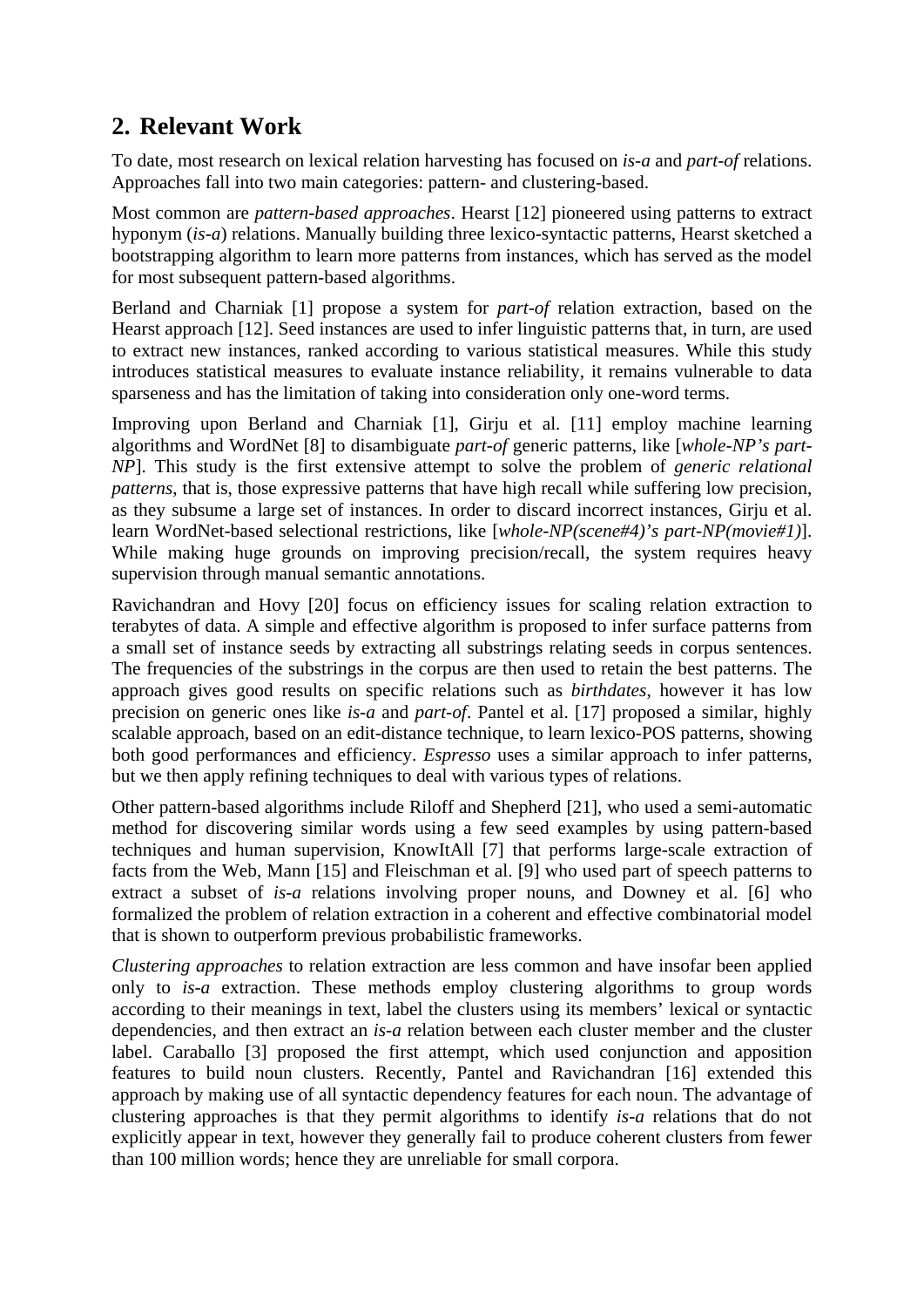## 2. Relevant Work

To date, most research on lexical relation harvesting has focused on *is-a* and *part-of* relations. Approaches fall into two main categories: pattern- and clustering-based.

Most common are *pattern-based approaches*. Hearst [12] pioneered using patterns to extract hyponym (*is-a*) relations. Manually building three lexico-syntactic patterns, Hearst sketched a bootstrapping algorithm to learn more patterns from instances, which has served as the model for most subsequent pattern-based algorithms.

Berland and Charniak [1] propose a system for *part-of* relation extraction, based on the Hearst approach [12]. Seed instances are used to infer linguistic patterns that, in turn, are used to extract new instances, ranked according to various statistical measures. While this study introduces statistical measures to evaluate instance reliability, it remains vulnerable to data sparseness and has the limitation of taking into consideration only one-word terms.

Improving upon Berland and Charniak [1], Girju et al. [11] employ machine learning algorithms and WordNet [8] to disambiguate *part-of* generic patterns, like [*whole-NP's part-NP*]. This study is the first extensive attempt to solve the problem of *generic relational patterns*, that is, those expressive patterns that have high recall while suffering low precision, as they subsume a large set of instances. In order to discard incorrect instances, Girju et al. learn WordNet-based selectional restrictions, like [*whole-NP(scene#4)'s part-NP(movie#1)*]. While making huge grounds on improving precision/recall, the system requires heavy supervision through manual semantic annotations.

Ravichandran and Hovy [20] focus on efficiency issues for scaling relation extraction to terabytes of data. A simple and effective algorithm is proposed to infer surface patterns from a small set of instance seeds by extracting all substrings relating seeds in corpus sentences. The frequencies of the substrings in the corpus are then used to retain the best patterns. The approach gives good results on specific relations such as *birthdates*, however it has low precision on generic ones like *is-a* and *part-of*. Pantel et al. [17] proposed a similar, highly scalable approach, based on an edit-distance technique, to learn lexico-POS patterns, showing both good performances and efficiency. *Espresso* uses a similar approach to infer patterns, but we then apply refining techniques to deal with various types of relations.

Other pattern-based algorithms include Riloff and Shepherd [21], who used a semi-automatic method for discovering similar words using a few seed examples by using pattern-based techniques and human supervision, KnowItAll [7] that performs large-scale extraction of facts from the Web, Mann [15] and Fleischman et al. [9] who used part of speech patterns to extract a subset of *is-a* relations involving proper nouns, and Downey et al. [6] who formalized the problem of relation extraction in a coherent and effective combinatorial model that is shown to outperform previous probabilistic frameworks.

*Clustering approaches* to relation extraction are less common and have insofar been applied only to *is-a* extraction. These methods employ clustering algorithms to group words according to their meanings in text, label the clusters using its members' lexical or syntactic dependencies, and then extract an *is-a* relation between each cluster member and the cluster label. Caraballo [3] proposed the first attempt, which used conjunction and apposition features to build noun clusters. Recently, Pantel and Ravichandran [16] extended this approach by making use of all syntactic dependency features for each noun. The advantage of clustering approaches is that they permit algorithms to identify *is-a* relations that do not explicitly appear in text, however they generally fail to produce coherent clusters from fewer than 100 million words; hence they are unreliable for small corpora.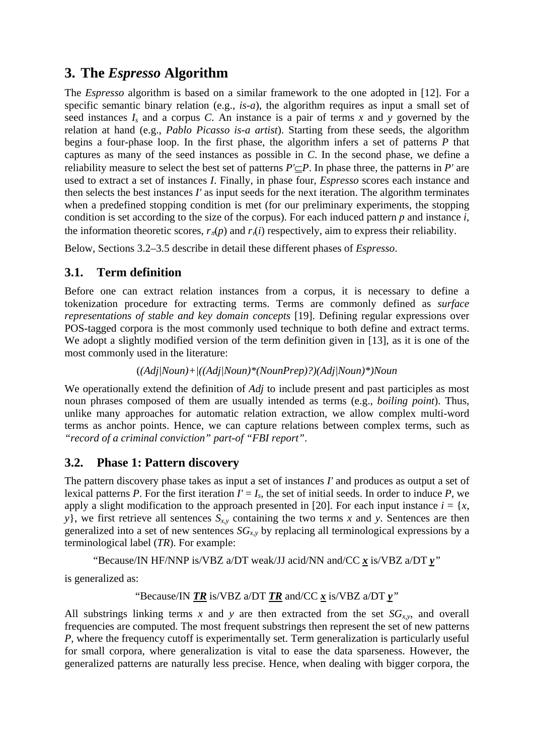## 3. The *Espresso* Algorithm

The *Espresso* algorithm is based on a similar framework to the one adopted in [12]. For a specific semantic binary relation (e.g., *is-a*), the algorithm requires as input a small set of seed instances $I_s$ and a corpus $C$. An instance is a pair of terms $x$ and $y$ governed by the relation at hand (e.g., *Pablo Picasso is-a artist*). Starting from these seeds, the algorithm begins a four-phase loop. In the first phase, the algorithm infers a set of patterns $P$ that captures as many of the seed instances as possible in $C$. In the second phase, we define a reliability measure to select the best set of patterns $P' \subseteq P$. In phase three, the patterns in $P'$ are used to extract a set of instances $I$. Finally, in phase four, *Espresso* scores each instance and then selects the best instances $I'$ as input seeds for the next iteration. The algorithm terminates when a predefined stopping condition is met (for our preliminary experiments, the stopping condition is set according to the size of the corpus). For each induced pattern $p$ and instance $i$, the information theoretic scores, $r_\pi(p)$ and $r_\iota(i)$ respectively, aim to express their reliability.

Below, Sections 3.2–3.5 describe in detail these different phases of *Espresso*.

### 3.1. Term definition

Before one can extract relation instances from a corpus, it is necessary to define a tokenization procedure for extracting terms. Terms are commonly defined as *surface representations of stable and key domain concepts* [19]. Defining regular expressions over POS-tagged corpora is the most commonly used technique to both define and extract terms. We adopt a slightly modified version of the term definition given in [13], as it is one of the most commonly used in the literature:

*((Adj|Noun)+|((Adj|Noun)*(NounPrep)?)(Adj|Noun)*)Noun*

We operationally extend the definition of *Adj* to include present and past participles as most noun phrases composed of them are usually intended as terms (e.g., *boiling point*). Thus, unlike many approaches for automatic relation extraction, we allow complex multi-word terms as anchor points. Hence, we can capture relations between complex terms, such as *"record of a criminal conviction" part-of "FBI report"*.

### 3.2. Phase 1: Pattern discovery

The pattern discovery phase takes as input a set of instances $I'$ and produces as output a set of lexical patterns $P$. For the first iteration $I' = I_s$, the set of initial seeds. In order to induce $P$, we apply a slight modification to the approach presented in [20]. For each input instance $i = \{x, y\}$, we first retrieve all sentences $S_{x,y}$ containing the two terms $x$ and $y$. Sentences are then generalized into a set of new sentences $SG_{x,y}$ by replacing all terminological expressions by a terminological label (*TR*). For example:

"Because/IN HF/NNP is/VBZ a/DT weak/JJ acid/NN and/CC ***x*** is/VBZ a/DT ***y***"

is generalized as:

"Because/IN ***TR*** is/VBZ a/DT ***TR*** and/CC ***x*** is/VBZ a/DT ***y***"

All substrings linking terms $x$ and $y$ are then extracted from the set $SG_{x,y}$, and overall frequencies are computed. The most frequent substrings then represent the set of new patterns $P$, where the frequency cutoff is experimentally set. Term generalization is particularly useful for small corpora, where generalization is vital to ease the data sparseness. However, the generalized patterns are naturally less precise. Hence, when dealing with bigger corpora, the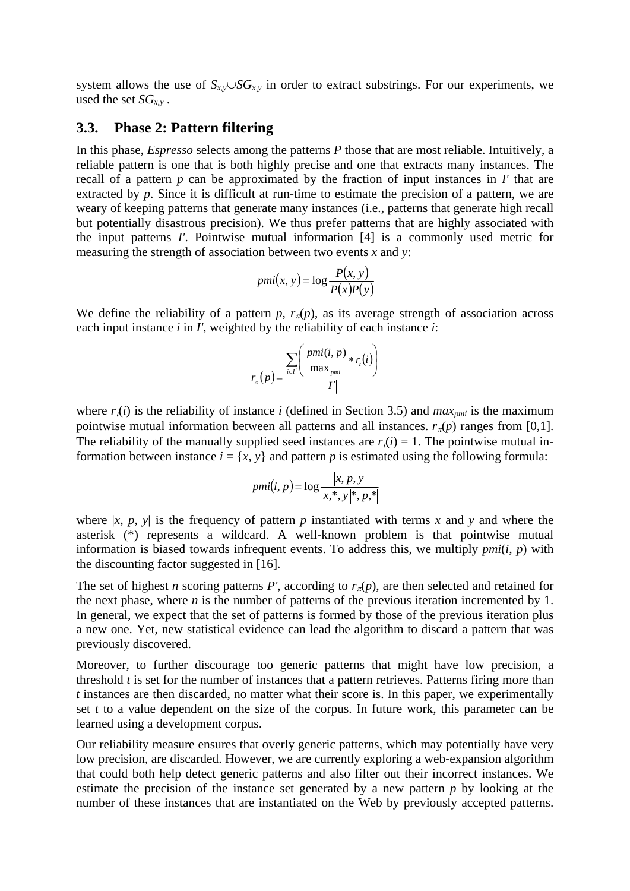system allows the use of $S_{x,y} \cup SG_{x,y}$ in order to extract substrings. For our experiments, we used the set $SG_{x,y}$ .

### 3.3. Phase 2: Pattern filtering

In this phase, *Espresso* selects among the patterns *P* those that are most reliable. Intuitively, a reliable pattern is one that is both highly precise and one that extracts many instances. The recall of a pattern *p* can be approximated by the fraction of input instances in *I'* that are extracted by *p*. Since it is difficult at run-time to estimate the precision of a pattern, we are weary of keeping patterns that generate many instances (i.e., patterns that generate high recall but potentially disastrous precision). We thus prefer patterns that are highly associated with the input patterns *I'*. Pointwise mutual information [4] is a commonly used metric for measuring the strength of association between two events *x* and *y*:

$$pmi(x, y) = \log \frac{P(x, y)}{P(x)P(y)}$$

We define the reliability of a pattern *p*, $r_\pi(p)$, as its average strength of association across each input instance *i* in *I'*, weighted by the reliability of each instance *i*:

$$r_\pi(p) = \frac{\sum_{i \in I'} \left( \frac{pmi(i, p)}{\max_{pmi}} * r_\iota(i) \right)}{|I'|}$$

where $r_\iota(i)$ is the reliability of instance *i* (defined in Section 3.5) and $max_{pmi}$ is the maximum pointwise mutual information between all patterns and all instances. $r_\pi(p)$ ranges from [0,1]. The reliability of the manually supplied seed instances are $r_\iota(i) = 1$. The pointwise mutual information between instance $i = \{x, y\}$ and pattern *p* is estimated using the following formula:

$$pmi(i, p) = \log \frac{|x, p, y|}{|x,*, y||*, p,*|}$$

where $|x, p, y|$ is the frequency of pattern *p* instantiated with terms *x* and *y* and where the asterisk (*) represents a wildcard. A well-known problem is that pointwise mutual information is biased towards infrequent events. To address this, we multiply $pmi(i, p)$ with the discounting factor suggested in [16].

The set of highest *n* scoring patterns *P'*, according to $r_\pi(p)$, are then selected and retained for the next phase, where *n* is the number of patterns of the previous iteration incremented by 1. In general, we expect that the set of patterns is formed by those of the previous iteration plus a new one. Yet, new statistical evidence can lead the algorithm to discard a pattern that was previously discovered.

Moreover, to further discourage too generic patterns that might have low precision, a threshold *t* is set for the number of instances that a pattern retrieves. Patterns firing more than *t* instances are then discarded, no matter what their score is. In this paper, we experimentally set *t* to a value dependent on the size of the corpus. In future work, this parameter can be learned using a development corpus.

Our reliability measure ensures that overly generic patterns, which may potentially have very low precision, are discarded. However, we are currently exploring a web-expansion algorithm that could both help detect generic patterns and also filter out their incorrect instances. We estimate the precision of the instance set generated by a new pattern *p* by looking at the number of these instances that are instantiated on the Web by previously accepted patterns.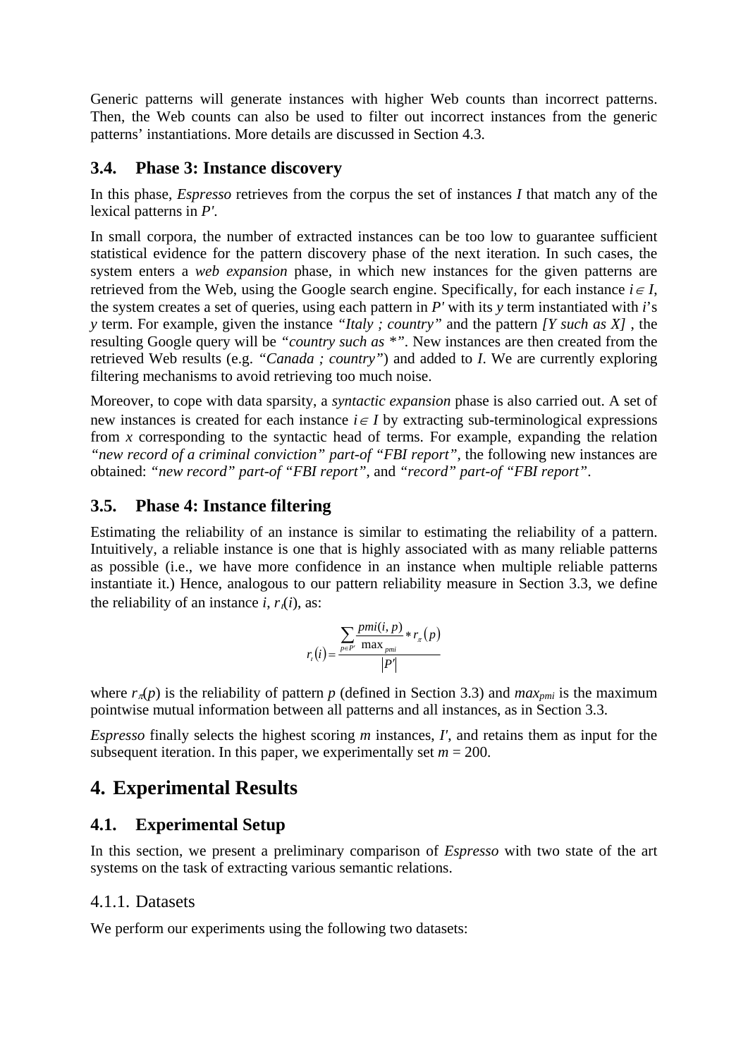Generic patterns will generate instances with higher Web counts than incorrect patterns. Then, the Web counts can also be used to filter out incorrect instances from the generic patterns' instantiations. More details are discussed in Section 4.3.

### 3.4. Phase 3: Instance discovery

In this phase, *Espresso* retrieves from the corpus the set of instances $I$ that match any of the lexical patterns in $P'$.

In small corpora, the number of extracted instances can be too low to guarantee sufficient statistical evidence for the pattern discovery phase of the next iteration. In such cases, the system enters a *web expansion* phase, in which new instances for the given patterns are retrieved from the Web, using the Google search engine. Specifically, for each instance $i \in I$, the system creates a set of queries, using each pattern in $P'$ with its $y$ term instantiated with $i$'s $y$ term. For example, given the instance *"Italy ; country"* and the pattern *[Y such as X]* , the resulting Google query will be *"country such as* \*". New instances are then created from the retrieved Web results (e.g. *"Canada ; country"*) and added to $I$. We are currently exploring filtering mechanisms to avoid retrieving too much noise.

Moreover, to cope with data sparsity, a *syntactic expansion* phase is also carried out. A set of new instances is created for each instance $i \in I$ by extracting sub-terminological expressions from $x$ corresponding to the syntactic head of terms. For example, expanding the relation *"new record of a criminal conviction" part-of "FBI report"*, the following new instances are obtained: *"new record" part-of "FBI report"*, and *"record" part-of "FBI report"*.

### 3.5. Phase 4: Instance filtering

Estimating the reliability of an instance is similar to estimating the reliability of a pattern. Intuitively, a reliable instance is one that is highly associated with as many reliable patterns as possible (i.e., we have more confidence in an instance when multiple reliable patterns instantiate it.) Hence, analogous to our pattern reliability measure in Section 3.3, we define the reliability of an instance $i$, $r_\iota(i)$, as:

$$r_\iota(i) = \frac{\sum_{p \in P'} \frac{pmi(i,p)}{\max_{pmi}} * r_\pi(p)}{|P'|}$$

where $r_\pi(p)$ is the reliability of pattern $p$ (defined in Section 3.3) and $max_{pmi}$ is the maximum pointwise mutual information between all patterns and all instances, as in Section 3.3.

*Espresso* finally selects the highest scoring $m$ instances, $I'$, and retains them as input for the subsequent iteration. In this paper, we experimentally set $m = 200$.

# 4. Experimental Results

### 4.1. Experimental Setup

In this section, we present a preliminary comparison of *Espresso* with two state of the art systems on the task of extracting various semantic relations.

#### 4.1.1. Datasets

We perform our experiments using the following two datasets: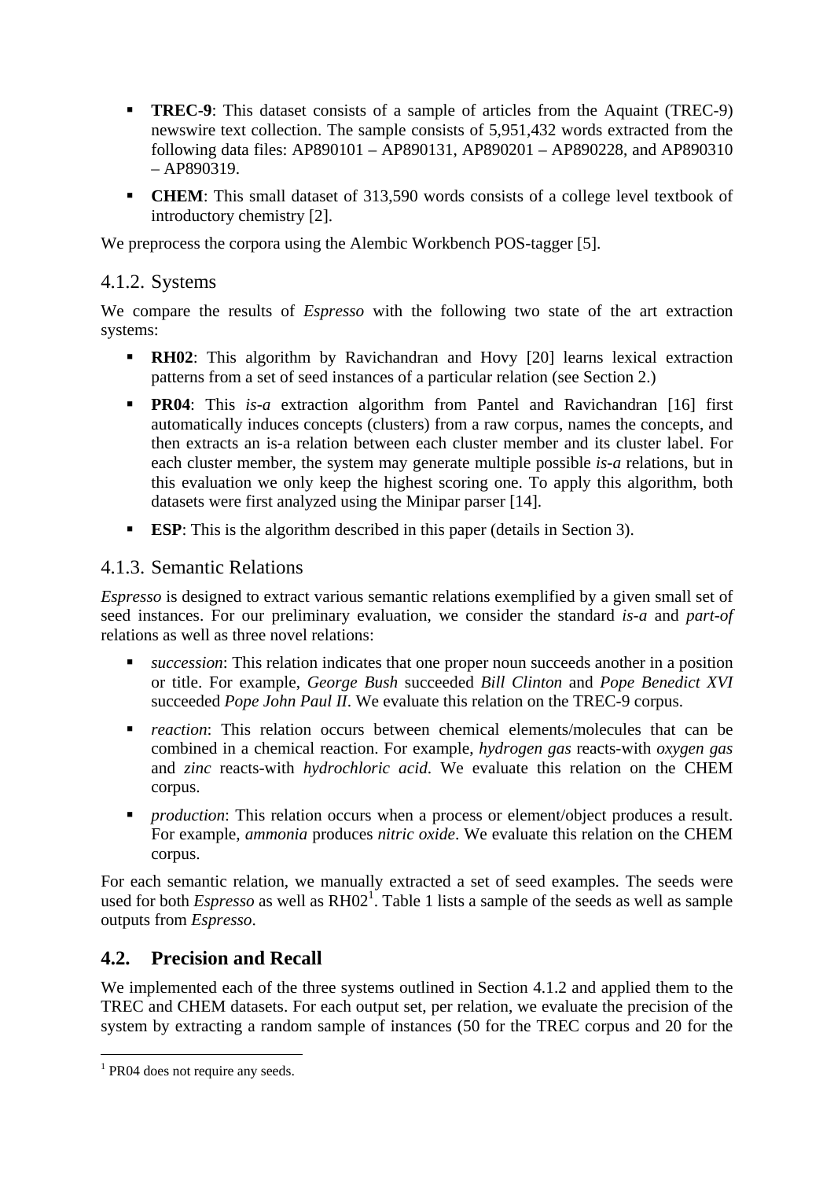- **TREC-9**: This dataset consists of a sample of articles from the Aquaint (TREC-9) newswire text collection. The sample consists of 5,951,432 words extracted from the following data files: AP890101 – AP890131, AP890201 – AP890228, and AP890310 – AP890319.
- **CHEM**: This small dataset of 313,590 words consists of a college level textbook of introductory chemistry [2].

We preprocess the corpora using the Alembic Workbench POS-tagger [5].

### 4.1.2. Systems

We compare the results of *Espresso* with the following two state of the art extraction systems:

- **RH02**: This algorithm by Ravichandran and Hovy [20] learns lexical extraction patterns from a set of seed instances of a particular relation (see Section 2.)
- **PR04**: This *is-a* extraction algorithm from Pantel and Ravichandran [16] first automatically induces concepts (clusters) from a raw corpus, names the concepts, and then extracts an is-a relation between each cluster member and its cluster label. For each cluster member, the system may generate multiple possible *is-a* relations, but in this evaluation we only keep the highest scoring one. To apply this algorithm, both datasets were first analyzed using the Minipar parser [14].
- **ESP**: This is the algorithm described in this paper (details in Section 3).

### 4.1.3. Semantic Relations

*Espresso* is designed to extract various semantic relations exemplified by a given small set of seed instances. For our preliminary evaluation, we consider the standard *is-a* and *part-of* relations as well as three novel relations:

- *succession*: This relation indicates that one proper noun succeeds another in a position or title. For example, *George Bush* succeeded *Bill Clinton* and *Pope Benedict XVI* succeeded *Pope John Paul II*. We evaluate this relation on the TREC-9 corpus.
- *reaction*: This relation occurs between chemical elements/molecules that can be combined in a chemical reaction. For example, *hydrogen gas* reacts-with *oxygen gas* and *zinc* reacts-with *hydrochloric acid*. We evaluate this relation on the CHEM corpus.
- *production*: This relation occurs when a process or element/object produces a result. For example, *ammonia* produces *nitric oxide*. We evaluate this relation on the CHEM corpus.

For each semantic relation, we manually extracted a set of seed examples. The seeds were used for both *Espresso* as well as RH02[1]. Table 1 lists a sample of the seeds as well as sample outputs from *Espresso*.

## 4.2. Precision and Recall

We implemented each of the three systems outlined in Section 4.1.2 and applied them to the TREC and CHEM datasets. For each output set, per relation, we evaluate the precision of the system by extracting a random sample of instances (50 for the TREC corpus and 20 for the

[1] PR04 does not require any seeds.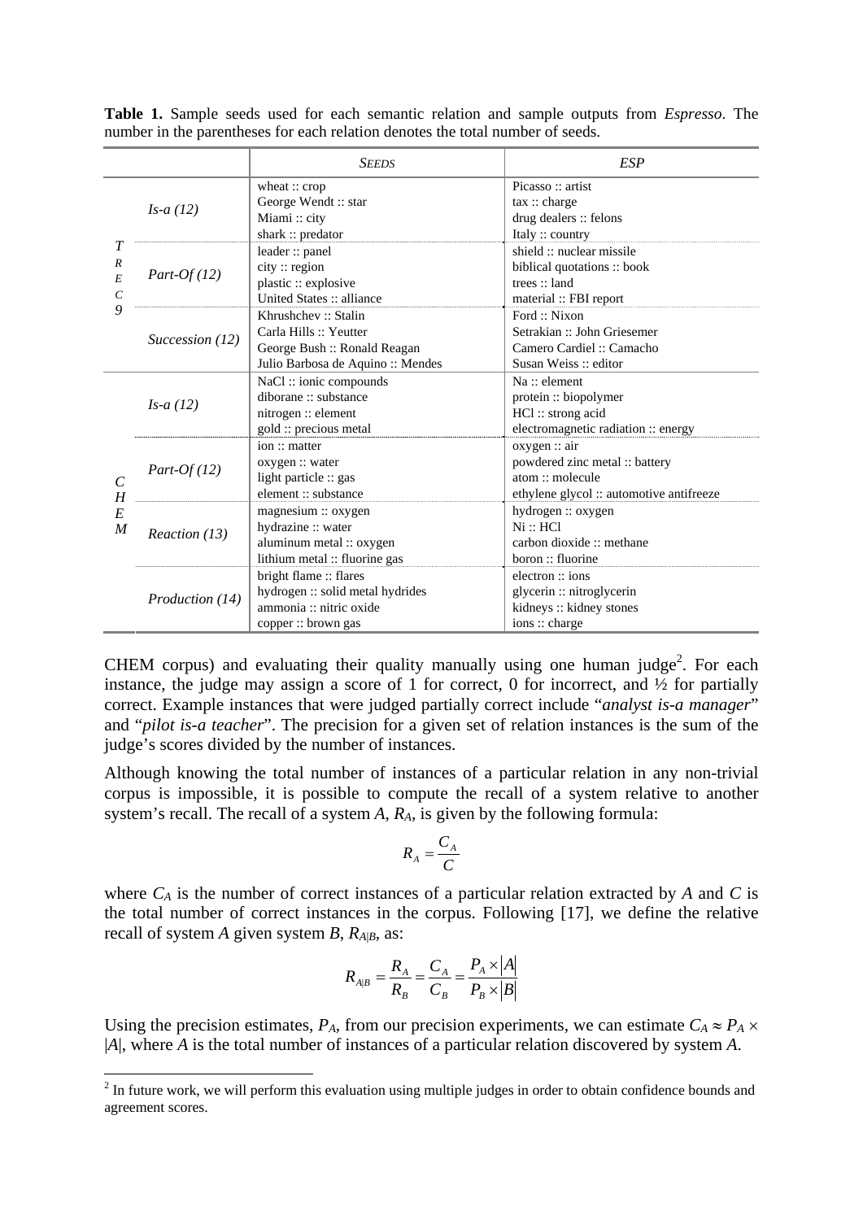**Table 1.** Sample seeds used for each semantic relation and sample outputs from *Espresso*. The number in the parentheses for each relation denotes the total number of seeds.

| | | *SEEDS* | *ESP* |
|---|---|---|---|
| TREC9 | *Is-a (12)* | wheat :: crop<br>George Wendt :: star<br>Miami :: city<br>shark :: predator | Picasso :: artist<br>tax :: charge<br>drug dealers :: felons<br>Italy :: country |
| | *Part-Of (12)* | leader :: panel<br>city :: region<br>plastic :: explosive<br>United States :: alliance | shield :: nuclear missile<br>biblical quotations :: book<br>trees :: land<br>material :: FBI report |
| | *Succession (12)* | Khrushchev :: Stalin<br>Carla Hills :: Yeutter<br>George Bush :: Ronald Reagan<br>Julio Barbosa de Aquino :: Mendes | Ford :: Nixon<br>Setrakian :: John Griesemer<br>Camero Cardiel :: Camacho<br>Susan Weiss :: editor |
| CHEM | *Is-a (12)* | NaCl :: ionic compounds<br>diborane :: substance<br>nitrogen :: element<br>gold :: precious metal | Na :: element<br>protein :: biopolymer<br>HCl :: strong acid<br>electromagnetic radiation :: energy |
| | *Part-Of (12)* | ion :: matter<br>oxygen :: water<br>light particle :: gas<br>element :: substance | oxygen :: air<br>powdered zinc metal :: battery<br>atom :: molecule<br>ethylene glycol :: automotive antifreeze |
| | *Reaction (13)* | magnesium :: oxygen<br>hydrazine :: water<br>aluminum metal :: oxygen<br>lithium metal :: fluorine gas | hydrogen :: oxygen<br>Ni :: HCl<br>carbon dioxide :: methane<br>boron :: fluorine |
| | *Production (14)* | bright flame :: flares<br>hydrogen :: solid metal hydrides<br>ammonia :: nitric oxide<br>copper :: brown gas | electron :: ions<br>glycerin :: nitroglycerin<br>kidneys :: kidney stones<br>ions :: charge |

CHEM corpus) and evaluating their quality manually using one human judge[2]. For each instance, the judge may assign a score of 1 for correct, 0 for incorrect, and ½ for partially correct. Example instances that were judged partially correct include "*analyst is-a manager*" and "*pilot is-a teacher*". The precision for a given set of relation instances is the sum of the judge's scores divided by the number of instances.

Although knowing the total number of instances of a particular relation in any non-trivial corpus is impossible, it is possible to compute the recall of a system relative to another system's recall. The recall of a system $A$, $R_A$, is given by the following formula:

$$R_A = \frac{C_A}{C}$$

where $C_A$ is the number of correct instances of a particular relation extracted by $A$ and $C$ is the total number of correct instances in the corpus. Following [17], we define the relative recall of system $A$ given system $B$, $R_{A|B}$, as:

$$R_{A|B} = \frac{R_A}{R_B} = \frac{C_A}{C_B} = \frac{P_A \times |A|}{P_B \times |B|}$$

Using the precision estimates, $P_A$, from our precision experiments, we can estimate $C_A \approx P_A \times |A|$, where $A$ is the total number of instances of a particular relation discovered by system $A$.

[2] In future work, we will perform this evaluation using multiple judges in order to obtain confidence bounds and agreement scores.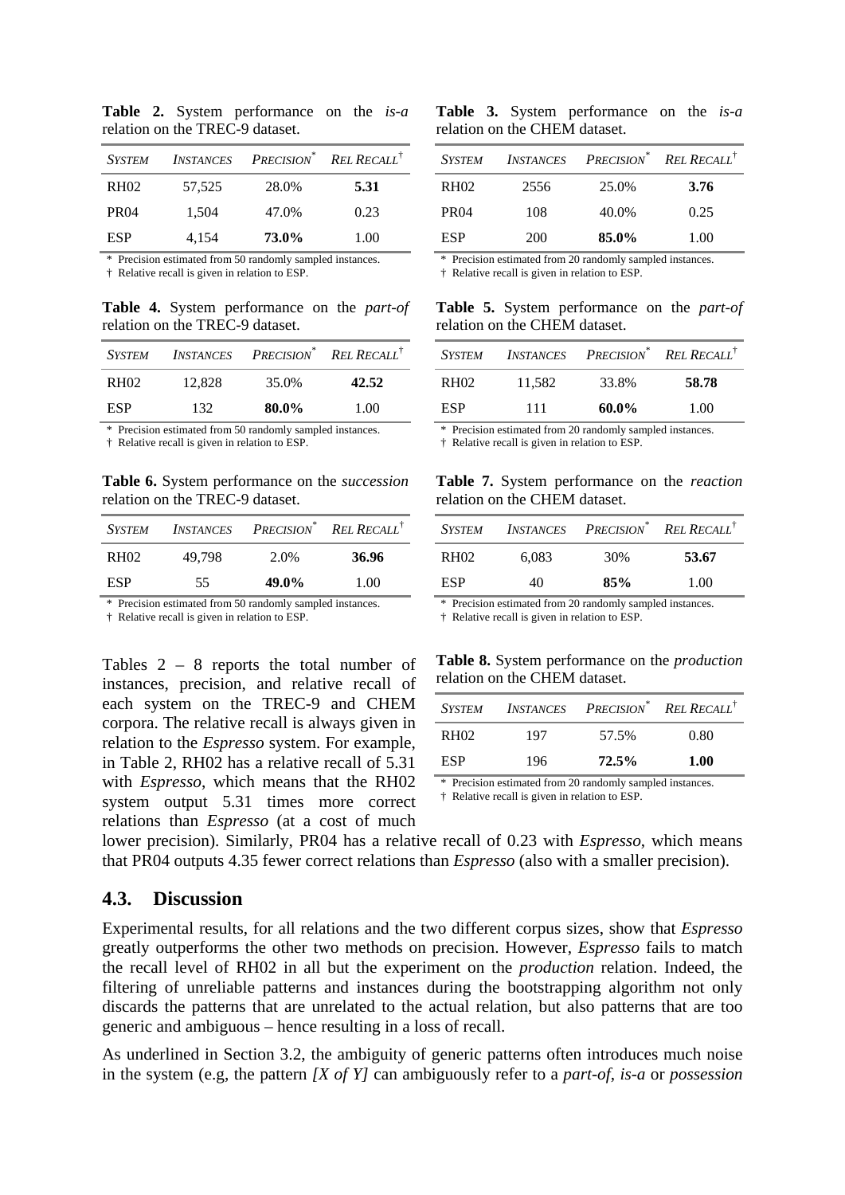**Table 2.** System performance on the *is-a* relation on the TREC-9 dataset.

| *SYSTEM* | *INSTANCES* | *PRECISION*\* | *REL RECALL*† |
|---|---|---|---|
| RH02 | 57,525 | 28.0% | **5.31** |
| PR04 | 1,504 | 47.0% | 0.23 |
| ESP | 4,154 | **73.0%** | 1.00 |

\* Precision estimated from 50 randomly sampled instances.
† Relative recall is given in relation to ESP.

**Table 3.** System performance on the *is-a* relation on the CHEM dataset.

| *SYSTEM* | *INSTANCES* | *PRECISION*\* | *REL RECALL*† |
|---|---|---|---|
| RH02 | 2556 | 25.0% | **3.76** |
| PR04 | 108 | 40.0% | 0.25 |
| ESP | 200 | **85.0%** | 1.00 |

\* Precision estimated from 20 randomly sampled instances.
† Relative recall is given in relation to ESP.

**Table 4.** System performance on the *part-of* relation on the TREC-9 dataset.

| *SYSTEM* | *INSTANCES* | *PRECISION*\* | *REL RECALL*† |
|---|---|---|---|
| RH02 | 12,828 | 35.0% | **42.52** |
| ESP | 132 | **80.0%** | 1.00 |

\* Precision estimated from 50 randomly sampled instances.
† Relative recall is given in relation to ESP.

**Table 5.** System performance on the *part-of* relation on the CHEM dataset.

| *SYSTEM* | *INSTANCES* | *PRECISION*\* | *REL RECALL*† |
|---|---|---|---|
| RH02 | 11,582 | 33.8% | **58.78** |
| ESP | 111 | **60.0%** | 1.00 |

\* Precision estimated from 20 randomly sampled instances.
† Relative recall is given in relation to ESP.

**Table 6.** System performance on the *succession* relation on the TREC-9 dataset.

| *SYSTEM* | *INSTANCES* | *PRECISION*\* | *REL RECALL*† |
|---|---|---|---|
| RH02 | 49,798 | 2.0% | **36.96** |
| ESP | 55 | **49.0%** | 1.00 |

\* Precision estimated from 50 randomly sampled instances.
† Relative recall is given in relation to ESP.

**Table 7.** System performance on the *reaction* relation on the CHEM dataset.

| *SYSTEM* | *INSTANCES* | *PRECISION*\* | *REL RECALL*† |
|---|---|---|---|
| RH02 | 6,083 | 30% | **53.67** |
| ESP | 40 | **85%** | 1.00 |

\* Precision estimated from 20 randomly sampled instances.
† Relative recall is given in relation to ESP.

**Table 8.** System performance on the *production* relation on the CHEM dataset.

| *SYSTEM* | *INSTANCES* | *PRECISION*\* | *REL RECALL*† |
|---|---|---|---|
| RH02 | 197 | 57.5% | 0.80 |
| ESP | 196 | **72.5%** | **1.00** |

\* Precision estimated from 20 randomly sampled instances.
† Relative recall is given in relation to ESP.

Tables 2 – 8 reports the total number of instances, precision, and relative recall of each system on the TREC-9 and CHEM corpora. The relative recall is always given in relation to the *Espresso* system. For example, in Table 2, RH02 has a relative recall of 5.31 with *Espresso*, which means that the RH02 system output 5.31 times more correct relations than *Espresso* (at a cost of much lower precision). Similarly, PR04 has a relative recall of 0.23 with *Espresso*, which means that PR04 outputs 4.35 fewer correct relations than *Espresso* (also with a smaller precision).

## 4.3. Discussion

Experimental results, for all relations and the two different corpus sizes, show that *Espresso* greatly outperforms the other two methods on precision. However, *Espresso* fails to match the recall level of RH02 in all but the experiment on the *production* relation. Indeed, the filtering of unreliable patterns and instances during the bootstrapping algorithm not only discards the patterns that are unrelated to the actual relation, but also patterns that are too generic and ambiguous – hence resulting in a loss of recall.

As underlined in Section 3.2, the ambiguity of generic patterns often introduces much noise in the system (e.g, the pattern *[X of Y]* can ambiguously refer to a *part-of*, *is-a* or *possession*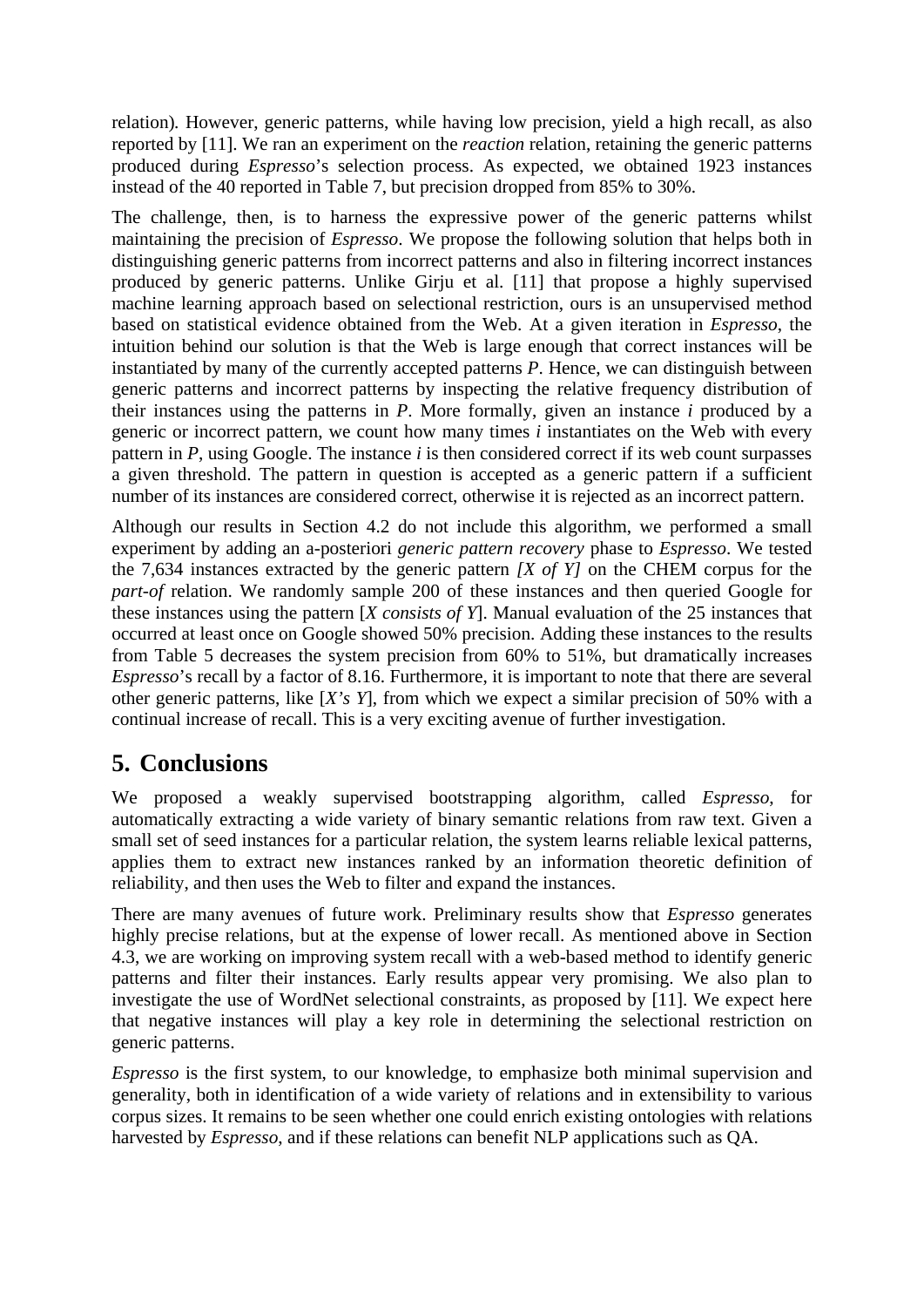relation). However, generic patterns, while having low precision, yield a high recall, as also reported by [11]. We ran an experiment on the *reaction* relation, retaining the generic patterns produced during *Espresso*'s selection process. As expected, we obtained 1923 instances instead of the 40 reported in Table 7, but precision dropped from 85% to 30%.

The challenge, then, is to harness the expressive power of the generic patterns whilst maintaining the precision of *Espresso*. We propose the following solution that helps both in distinguishing generic patterns from incorrect patterns and also in filtering incorrect instances produced by generic patterns. Unlike Girju et al. [11] that propose a highly supervised machine learning approach based on selectional restriction, ours is an unsupervised method based on statistical evidence obtained from the Web. At a given iteration in *Espresso*, the intuition behind our solution is that the Web is large enough that correct instances will be instantiated by many of the currently accepted patterns *P*. Hence, we can distinguish between generic patterns and incorrect patterns by inspecting the relative frequency distribution of their instances using the patterns in *P*. More formally, given an instance *i* produced by a generic or incorrect pattern, we count how many times *i* instantiates on the Web with every pattern in *P*, using Google. The instance *i* is then considered correct if its web count surpasses a given threshold. The pattern in question is accepted as a generic pattern if a sufficient number of its instances are considered correct, otherwise it is rejected as an incorrect pattern.

Although our results in Section 4.2 do not include this algorithm, we performed a small experiment by adding an a-posteriori *generic pattern recovery* phase to *Espresso*. We tested the 7,634 instances extracted by the generic pattern *[X of Y]* on the CHEM corpus for the *part-of* relation. We randomly sample 200 of these instances and then queried Google for these instances using the pattern [*X consists of Y*]. Manual evaluation of the 25 instances that occurred at least once on Google showed 50% precision. Adding these instances to the results from Table 5 decreases the system precision from 60% to 51%, but dramatically increases *Espresso*'s recall by a factor of 8.16. Furthermore, it is important to note that there are several other generic patterns, like [*X's Y*], from which we expect a similar precision of 50% with a continual increase of recall. This is a very exciting avenue of further investigation.

# 5. Conclusions

We proposed a weakly supervised bootstrapping algorithm, called *Espresso*, for automatically extracting a wide variety of binary semantic relations from raw text. Given a small set of seed instances for a particular relation, the system learns reliable lexical patterns, applies them to extract new instances ranked by an information theoretic definition of reliability, and then uses the Web to filter and expand the instances.

There are many avenues of future work. Preliminary results show that *Espresso* generates highly precise relations, but at the expense of lower recall. As mentioned above in Section 4.3, we are working on improving system recall with a web-based method to identify generic patterns and filter their instances. Early results appear very promising. We also plan to investigate the use of WordNet selectional constraints, as proposed by [11]. We expect here that negative instances will play a key role in determining the selectional restriction on generic patterns.

*Espresso* is the first system, to our knowledge, to emphasize both minimal supervision and generality, both in identification of a wide variety of relations and in extensibility to various corpus sizes. It remains to be seen whether one could enrich existing ontologies with relations harvested by *Espresso*, and if these relations can benefit NLP applications such as QA.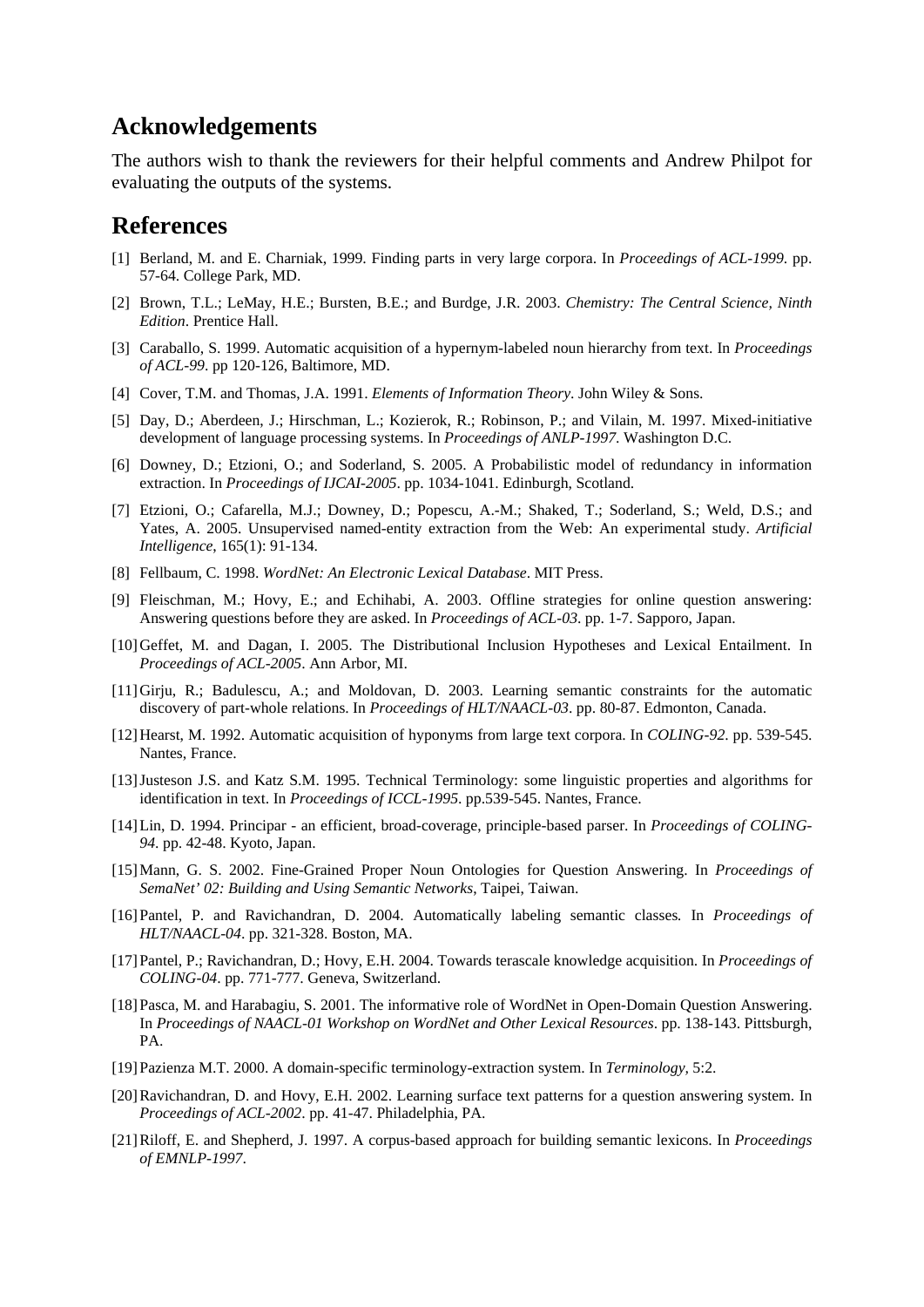## Acknowledgements

The authors wish to thank the reviewers for their helpful comments and Andrew Philpot for evaluating the outputs of the systems.

## References

[1] Berland, M. and E. Charniak, 1999. Finding parts in very large corpora. In *Proceedings of ACL-1999*. pp. 57-64. College Park, MD.

[2] Brown, T.L.; LeMay, H.E.; Bursten, B.E.; and Burdge, J.R. 2003. *Chemistry: The Central Science, Ninth Edition*. Prentice Hall.

[3] Caraballo, S. 1999. Automatic acquisition of a hypernym-labeled noun hierarchy from text. In *Proceedings of ACL-99*. pp 120-126, Baltimore, MD.

[4] Cover, T.M. and Thomas, J.A. 1991. *Elements of Information Theory*. John Wiley & Sons.

[5] Day, D.; Aberdeen, J.; Hirschman, L.; Kozierok, R.; Robinson, P.; and Vilain, M. 1997. Mixed-initiative development of language processing systems. In *Proceedings of ANLP-1997*. Washington D.C.

[6] Downey, D.; Etzioni, O.; and Soderland, S. 2005. A Probabilistic model of redundancy in information extraction. In *Proceedings of IJCAI-2005*. pp. 1034-1041. Edinburgh, Scotland.

[7] Etzioni, O.; Cafarella, M.J.; Downey, D.; Popescu, A.-M.; Shaked, T.; Soderland, S.; Weld, D.S.; and Yates, A. 2005. Unsupervised named-entity extraction from the Web: An experimental study. *Artificial Intelligence*, 165(1): 91-134.

[8] Fellbaum, C. 1998. *WordNet: An Electronic Lexical Database*. MIT Press.

[9] Fleischman, M.; Hovy, E.; and Echihabi, A. 2003. Offline strategies for online question answering: Answering questions before they are asked. In *Proceedings of ACL-03*. pp. 1-7. Sapporo, Japan.

[10] Geffet, M. and Dagan, I. 2005. The Distributional Inclusion Hypotheses and Lexical Entailment. In *Proceedings of ACL-2005*. Ann Arbor, MI.

[11] Girju, R.; Badulescu, A.; and Moldovan, D. 2003. Learning semantic constraints for the automatic discovery of part-whole relations. In *Proceedings of HLT/NAACL-03*. pp. 80-87. Edmonton, Canada.

[12] Hearst, M. 1992. Automatic acquisition of hyponyms from large text corpora. In *COLING-92*. pp. 539-545. Nantes, France.

[13] Justeson J.S. and Katz S.M. 1995. Technical Terminology: some linguistic properties and algorithms for identification in text. In *Proceedings of ICCL-1995*. pp.539-545. Nantes, France.

[14] Lin, D. 1994. Principar - an efficient, broad-coverage, principle-based parser. In *Proceedings of COLING-94*. pp. 42-48. Kyoto, Japan.

[15] Mann, G. S. 2002. Fine-Grained Proper Noun Ontologies for Question Answering. In *Proceedings of SemaNet' 02: Building and Using Semantic Networks*, Taipei, Taiwan.

[16] Pantel, P. and Ravichandran, D. 2004. Automatically labeling semantic classes. In *Proceedings of HLT/NAACL-04*. pp. 321-328. Boston, MA.

[17] Pantel, P.; Ravichandran, D.; Hovy, E.H. 2004. Towards terascale knowledge acquisition. In *Proceedings of COLING-04*. pp. 771-777. Geneva, Switzerland.

[18] Pasca, M. and Harabagiu, S. 2001. The informative role of WordNet in Open-Domain Question Answering. In *Proceedings of NAACL-01 Workshop on WordNet and Other Lexical Resources*. pp. 138-143. Pittsburgh, PA.

[19] Pazienza M.T. 2000. A domain-specific terminology-extraction system. In *Terminology*, 5:2.

[20] Ravichandran, D. and Hovy, E.H. 2002. Learning surface text patterns for a question answering system. In *Proceedings of ACL-2002*. pp. 41-47. Philadelphia, PA.

[21] Riloff, E. and Shepherd, J. 1997. A corpus-based approach for building semantic lexicons. In *Proceedings of EMNLP-1997*.